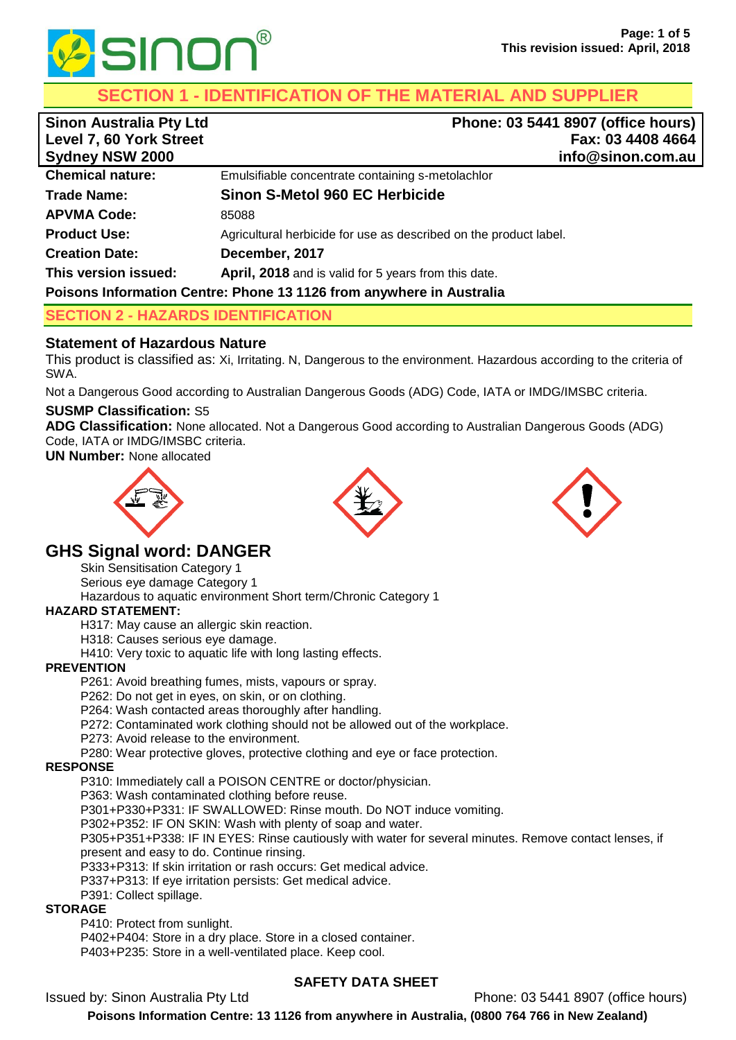## SECTION 1 - IDENTIFICATION OF THE MATERIAL AND SUPPLIER

| **Sinon Australia Pty Ltd** | **Phone: 03 5441 8907 (office hours)** |
|---|---|
| **Level 7, 60 York Street** | **Fax: 03 4408 4664** |
| **Sydney NSW 2000** | **info@sinon.com.au** |

| | |
|---|---|
| **Chemical nature:** | Emulsifiable concentrate containing s-metolachlor |
| **Trade Name:** | **Sinon S-Metol 960 EC Herbicide** |
| **APVMA Code:** | 85088 |
| **Product Use:** | Agricultural herbicide for use as described on the product label. |
| **Creation Date:** | **December, 2017** |
| **This version issued:** | **April, 2018** and is valid for 5 years from this date. |

**Poisons Information Centre: Phone 13 1126 from anywhere in Australia**

## SECTION 2 - HAZARDS IDENTIFICATION

### Statement of Hazardous Nature

This product is classified as: Xi, Irritating. N, Dangerous to the environment. Hazardous according to the criteria of SWA.

Not a Dangerous Good according to Australian Dangerous Goods (ADG) Code, IATA or IMDG/IMSBC criteria.

**SUSMP Classification:** S5

**ADG Classification:** None allocated. Not a Dangerous Good according to Australian Dangerous Goods (ADG) Code, IATA or IMDG/IMSBC criteria.

**UN Number:** None allocated

### GHS Signal word: DANGER

Skin Sensitisation Category 1
Serious eye damage Category 1
Hazardous to aquatic environment Short term/Chronic Category 1

**HAZARD STATEMENT:**

H317: May cause an allergic skin reaction.
H318: Causes serious eye damage.
H410: Very toxic to aquatic life with long lasting effects.

**PREVENTION**

P261: Avoid breathing fumes, mists, vapours or spray.
P262: Do not get in eyes, on skin, or on clothing.
P264: Wash contacted areas thoroughly after handling.
P272: Contaminated work clothing should not be allowed out of the workplace.
P273: Avoid release to the environment.
P280: Wear protective gloves, protective clothing and eye or face protection.

**RESPONSE**

P310: Immediately call a POISON CENTRE or doctor/physician.
P363: Wash contaminated clothing before reuse.
P301+P330+P331: IF SWALLOWED: Rinse mouth. Do NOT induce vomiting.
P302+P352: IF ON SKIN: Wash with plenty of soap and water.
P305+P351+P338: IF IN EYES: Rinse cautiously with water for several minutes. Remove contact lenses, if present and easy to do. Continue rinsing.
P333+P313: If skin irritation or rash occurs: Get medical advice.
P337+P313: If eye irritation persists: Get medical advice.
P391: Collect spillage.

**STORAGE**

P410: Protect from sunlight.
P402+P404: Store in a dry place. Store in a closed container.
P403+P235: Store in a well-ventilated place. Keep cool.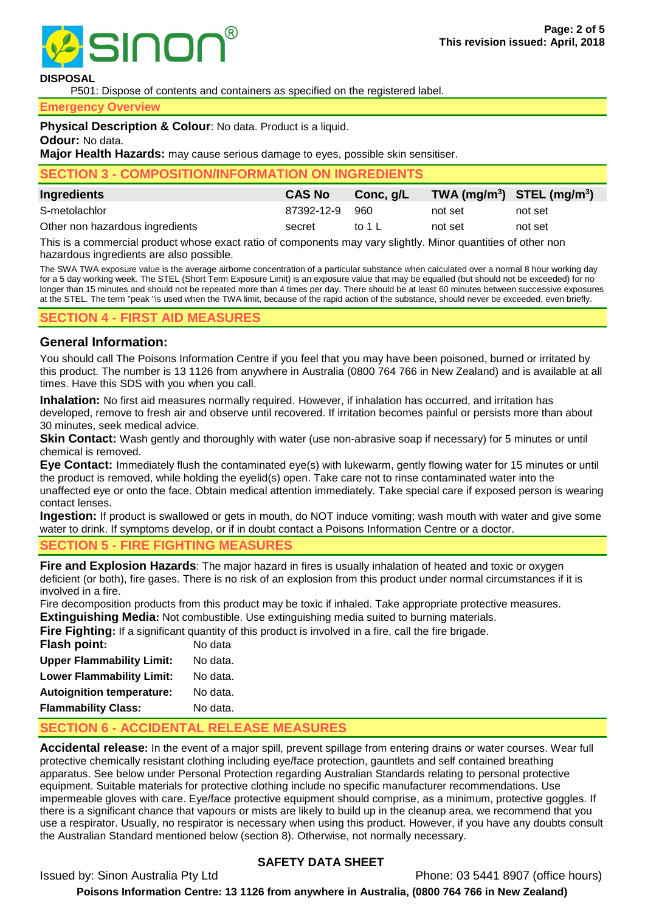**DISPOSAL**

P501: Dispose of contents and containers as specified on the registered label.

## Emergency Overview

**Physical Description & Colour**: No data. Product is a liquid.

**Odour:** No data.

**Major Health Hazards:** may cause serious damage to eyes, possible skin sensitiser.

## SECTION 3 - COMPOSITION/INFORMATION ON INGREDIENTS

| Ingredients | CAS No | Conc, g/L | TWA ($mg/m^3$) | STEL ($mg/m^3$) |
|---|---|---|---|---|
| S-metolachlor | 87392-12-9 | 960 | not set | not set |
| Other non hazardous ingredients | secret | to 1 L | not set | not set |

This is a commercial product whose exact ratio of components may vary slightly. Minor quantities of other non hazardous ingredients are also possible.

The SWA TWA exposure value is the average airborne concentration of a particular substance when calculated over a normal 8 hour working day for a 5 day working week. The STEL (Short Term Exposure Limit) is an exposure value that may be equalled (but should not be exceeded) for no longer than 15 minutes and should not be repeated more than 4 times per day. There should be at least 60 minutes between successive exposures at the STEL. The term "peak "is used when the TWA limit, because of the rapid action of the substance, should never be exceeded, even briefly.

## SECTION 4 - FIRST AID MEASURES

### General Information:

You should call The Poisons Information Centre if you feel that you may have been poisoned, burned or irritated by this product. The number is 13 1126 from anywhere in Australia (0800 764 766 in New Zealand) and is available at all times. Have this SDS with you when you call.

**Inhalation:** No first aid measures normally required. However, if inhalation has occurred, and irritation has developed, remove to fresh air and observe until recovered. If irritation becomes painful or persists more than about 30 minutes, seek medical advice.

**Skin Contact:** Wash gently and thoroughly with water (use non-abrasive soap if necessary) for 5 minutes or until chemical is removed.

**Eye Contact:** Immediately flush the contaminated eye(s) with lukewarm, gently flowing water for 15 minutes or until the product is removed, while holding the eyelid(s) open. Take care not to rinse contaminated water into the unaffected eye or onto the face. Obtain medical attention immediately. Take special care if exposed person is wearing contact lenses.

**Ingestion:** If product is swallowed or gets in mouth, do NOT induce vomiting; wash mouth with water and give some water to drink. If symptoms develop, or if in doubt contact a Poisons Information Centre or a doctor.

## SECTION 5 - FIRE FIGHTING MEASURES

**Fire and Explosion Hazards**: The major hazard in fires is usually inhalation of heated and toxic or oxygen deficient (or both), fire gases. There is no risk of an explosion from this product under normal circumstances if it is involved in a fire.

Fire decomposition products from this product may be toxic if inhaled. Take appropriate protective measures.

**Extinguishing Media:** Not combustible. Use extinguishing media suited to burning materials.

**Fire Fighting:** If a significant quantity of this product is involved in a fire, call the fire brigade.

| | |
|---|---|
| **Flash point:** | No data |
| **Upper Flammability Limit:** | No data. |
| **Lower Flammability Limit:** | No data. |
| **Autoignition temperature:** | No data. |
| **Flammability Class:** | No data. |

## SECTION 6 - ACCIDENTAL RELEASE MEASURES

**Accidental release:** In the event of a major spill, prevent spillage from entering drains or water courses. Wear full protective chemically resistant clothing including eye/face protection, gauntlets and self contained breathing apparatus. See below under Personal Protection regarding Australian Standards relating to personal protective equipment. Suitable materials for protective clothing include no specific manufacturer recommendations. Use impermeable gloves with care. Eye/face protective equipment should comprise, as a minimum, protective goggles. If there is a significant chance that vapours or mists are likely to build up in the cleanup area, we recommend that you use a respirator. Usually, no respirator is necessary when using this product. However, if you have any doubts consult the Australian Standard mentioned below (section 8). Otherwise, not normally necessary.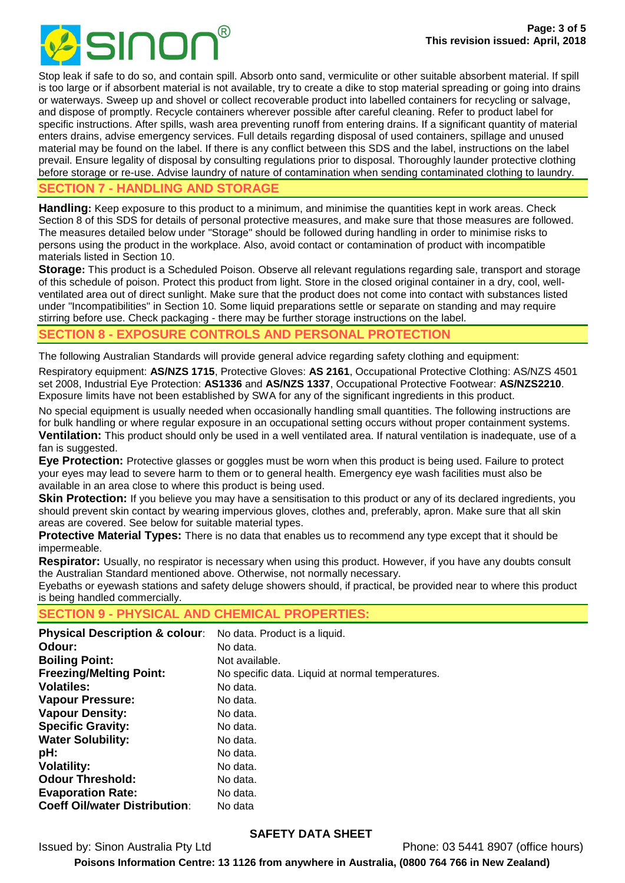Stop leak if safe to do so, and contain spill. Absorb onto sand, vermiculite or other suitable absorbent material. If spill is too large or if absorbent material is not available, try to create a dike to stop material spreading or going into drains or waterways. Sweep up and shovel or collect recoverable product into labelled containers for recycling or salvage, and dispose of promptly. Recycle containers wherever possible after careful cleaning. Refer to product label for specific instructions. After spills, wash area preventing runoff from entering drains. If a significant quantity of material enters drains, advise emergency services. Full details regarding disposal of used containers, spillage and unused material may be found on the label. If there is any conflict between this SDS and the label, instructions on the label prevail. Ensure legality of disposal by consulting regulations prior to disposal. Thoroughly launder protective clothing before storage or re-use. Advise laundry of nature of contamination when sending contaminated clothing to laundry.

## SECTION 7 - HANDLING AND STORAGE

**Handling:** Keep exposure to this product to a minimum, and minimise the quantities kept in work areas. Check Section 8 of this SDS for details of personal protective measures, and make sure that those measures are followed. The measures detailed below under "Storage" should be followed during handling in order to minimise risks to persons using the product in the workplace. Also, avoid contact or contamination of product with incompatible materials listed in Section 10.

**Storage:** This product is a Scheduled Poison. Observe all relevant regulations regarding sale, transport and storage of this schedule of poison. Protect this product from light. Store in the closed original container in a dry, cool, well-ventilated area out of direct sunlight. Make sure that the product does not come into contact with substances listed under "Incompatibilities" in Section 10. Some liquid preparations settle or separate on standing and may require stirring before use. Check packaging - there may be further storage instructions on the label.

## SECTION 8 - EXPOSURE CONTROLS AND PERSONAL PROTECTION

The following Australian Standards will provide general advice regarding safety clothing and equipment:

Respiratory equipment: **AS/NZS 1715**, Protective Gloves: **AS 2161**, Occupational Protective Clothing: AS/NZS 4501 set 2008, Industrial Eye Protection: **AS1336** and **AS/NZS 1337**, Occupational Protective Footwear: **AS/NZS2210**. Exposure limits have not been established by SWA for any of the significant ingredients in this product.

No special equipment is usually needed when occasionally handling small quantities. The following instructions are for bulk handling or where regular exposure in an occupational setting occurs without proper containment systems.

**Ventilation:** This product should only be used in a well ventilated area. If natural ventilation is inadequate, use of a fan is suggested.

**Eye Protection:** Protective glasses or goggles must be worn when this product is being used. Failure to protect your eyes may lead to severe harm to them or to general health. Emergency eye wash facilities must also be available in an area close to where this product is being used.

**Skin Protection:** If you believe you may have a sensitisation to this product or any of its declared ingredients, you should prevent skin contact by wearing impervious gloves, clothes and, preferably, apron. Make sure that all skin areas are covered. See below for suitable material types.

**Protective Material Types:** There is no data that enables us to recommend any type except that it should be impermeable.

**Respirator:** Usually, no respirator is necessary when using this product. However, if you have any doubts consult the Australian Standard mentioned above. Otherwise, not normally necessary.

Eyebaths or eyewash stations and safety deluge showers should, if practical, be provided near to where this product is being handled commercially.

## SECTION 9 - PHYSICAL AND CHEMICAL PROPERTIES:

| | |
|---|---|
| **Physical Description & colour**: | No data. Product is a liquid. |
| **Odour:** | No data. |
| **Boiling Point:** | Not available. |
| **Freezing/Melting Point:** | No specific data. Liquid at normal temperatures. |
| **Volatiles:** | No data. |
| **Vapour Pressure:** | No data. |
| **Vapour Density:** | No data. |
| **Specific Gravity:** | No data. |
| **Water Solubility:** | No data. |
| **pH:** | No data. |
| **Volatility:** | No data. |
| **Odour Threshold:** | No data. |
| **Evaporation Rate:** | No data. |
| **Coeff Oil/water Distribution**: | No data |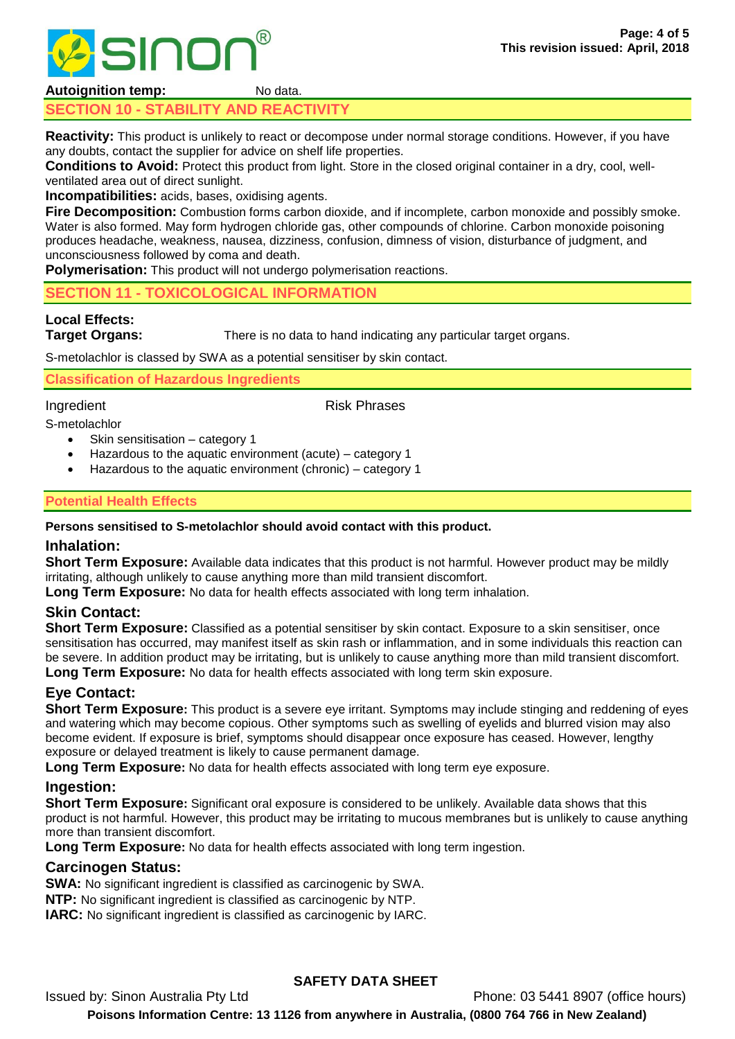**Autoignition temp:** No data.

## SECTION 10 - STABILITY AND REACTIVITY

**Reactivity:** This product is unlikely to react or decompose under normal storage conditions. However, if you have any doubts, contact the supplier for advice on shelf life properties.

**Conditions to Avoid:** Protect this product from light. Store in the closed original container in a dry, cool, well-ventilated area out of direct sunlight.

**Incompatibilities:** acids, bases, oxidising agents.

**Fire Decomposition:** Combustion forms carbon dioxide, and if incomplete, carbon monoxide and possibly smoke. Water is also formed. May form hydrogen chloride gas, other compounds of chlorine. Carbon monoxide poisoning produces headache, weakness, nausea, dizziness, confusion, dimness of vision, disturbance of judgment, and unconsciousness followed by coma and death.

**Polymerisation:** This product will not undergo polymerisation reactions.

## SECTION 11 - TOXICOLOGICAL INFORMATION

**Local Effects:**

**Target Organs:** There is no data to hand indicating any particular target organs.

S-metolachlor is classed by SWA as a potential sensitiser by skin contact.

### Classification of Hazardous Ingredients

Ingredient — Risk Phrases

S-metolachlor

- Skin sensitisation – category 1
- Hazardous to the aquatic environment (acute) – category 1
- Hazardous to the aquatic environment (chronic) – category 1

### Potential Health Effects

**Persons sensitised to S-metolachlor should avoid contact with this product.**

### Inhalation:

**Short Term Exposure:** Available data indicates that this product is not harmful. However product may be mildly irritating, although unlikely to cause anything more than mild transient discomfort.

**Long Term Exposure:** No data for health effects associated with long term inhalation.

### Skin Contact:

**Short Term Exposure:** Classified as a potential sensitiser by skin contact. Exposure to a skin sensitiser, once sensitisation has occurred, may manifest itself as skin rash or inflammation, and in some individuals this reaction can be severe. In addition product may be irritating, but is unlikely to cause anything more than mild transient discomfort.

**Long Term Exposure:** No data for health effects associated with long term skin exposure.

### Eye Contact:

**Short Term Exposure:** This product is a severe eye irritant. Symptoms may include stinging and reddening of eyes and watering which may become copious. Other symptoms such as swelling of eyelids and blurred vision may also become evident. If exposure is brief, symptoms should disappear once exposure has ceased. However, lengthy exposure or delayed treatment is likely to cause permanent damage.

**Long Term Exposure:** No data for health effects associated with long term eye exposure.

### Ingestion:

**Short Term Exposure:** Significant oral exposure is considered to be unlikely. Available data shows that this product is not harmful. However, this product may be irritating to mucous membranes but is unlikely to cause anything more than transient discomfort.

**Long Term Exposure:** No data for health effects associated with long term ingestion.

### Carcinogen Status:

**SWA:** No significant ingredient is classified as carcinogenic by SWA.

**NTP:** No significant ingredient is classified as carcinogenic by NTP.

**IARC:** No significant ingredient is classified as carcinogenic by IARC.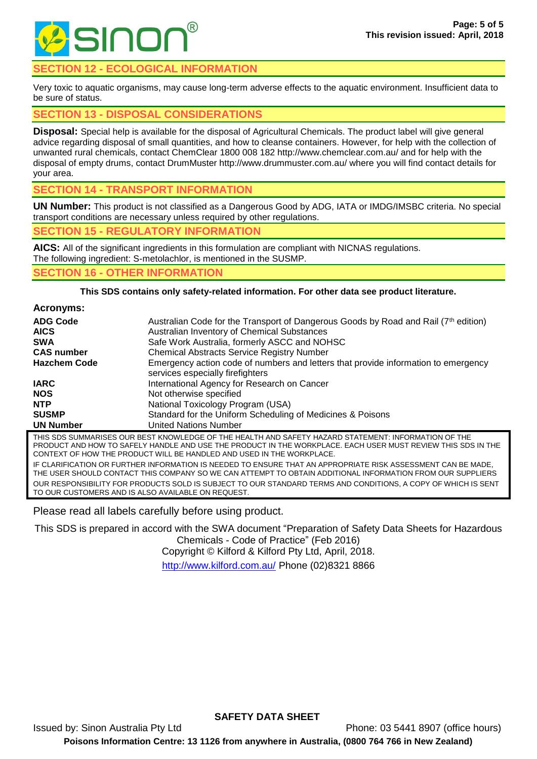## SECTION 12 - ECOLOGICAL INFORMATION

Very toxic to aquatic organisms, may cause long-term adverse effects to the aquatic environment. Insufficient data to be sure of status.

## SECTION 13 - DISPOSAL CONSIDERATIONS

**Disposal:** Special help is available for the disposal of Agricultural Chemicals. The product label will give general advice regarding disposal of small quantities, and how to cleanse containers. However, for help with the collection of unwanted rural chemicals, contact ChemClear 1800 008 182 http://www.chemclear.com.au/ and for help with the disposal of empty drums, contact DrumMuster http://www.drummuster.com.au/ where you will find contact details for your area.

## SECTION 14 - TRANSPORT INFORMATION

**UN Number:** This product is not classified as a Dangerous Good by ADG, IATA or IMDG/IMSBC criteria. No special transport conditions are necessary unless required by other regulations.

## SECTION 15 - REGULATORY INFORMATION

**AICS:** All of the significant ingredients in this formulation are compliant with NICNAS regulations.
The following ingredient: S-metolachlor, is mentioned in the SUSMP.

## SECTION 16 - OTHER INFORMATION

**This SDS contains only safety-related information. For other data see product literature.**

**Acronyms:**

| | |
|---|---|
| **ADG Code** | Australian Code for the Transport of Dangerous Goods by Road and Rail (7th edition) |
| **AICS** | Australian Inventory of Chemical Substances |
| **SWA** | Safe Work Australia, formerly ASCC and NOHSC |
| **CAS number** | Chemical Abstracts Service Registry Number |
| **Hazchem Code** | Emergency action code of numbers and letters that provide information to emergency services especially firefighters |
| **IARC** | International Agency for Research on Cancer |
| **NOS** | Not otherwise specified |
| **NTP** | National Toxicology Program (USA) |
| **SUSMP** | Standard for the Uniform Scheduling of Medicines & Poisons |
| **UN Number** | United Nations Number |

THIS SDS SUMMARISES OUR BEST KNOWLEDGE OF THE HEALTH AND SAFETY HAZARD STATEMENT: INFORMATION OF THE PRODUCT AND HOW TO SAFELY HANDLE AND USE THE PRODUCT IN THE WORKPLACE. EACH USER MUST REVIEW THIS SDS IN THE CONTEXT OF HOW THE PRODUCT WILL BE HANDLED AND USED IN THE WORKPLACE.

IF CLARIFICATION OR FURTHER INFORMATION IS NEEDED TO ENSURE THAT AN APPROPRIATE RISK ASSESSMENT CAN BE MADE, THE USER SHOULD CONTACT THIS COMPANY SO WE CAN ATTEMPT TO OBTAIN ADDITIONAL INFORMATION FROM OUR SUPPLIERS

OUR RESPONSIBILITY FOR PRODUCTS SOLD IS SUBJECT TO OUR STANDARD TERMS AND CONDITIONS, A COPY OF WHICH IS SENT TO OUR CUSTOMERS AND IS ALSO AVAILABLE ON REQUEST.

Please read all labels carefully before using product.

This SDS is prepared in accord with the SWA document "Preparation of Safety Data Sheets for Hazardous Chemicals - Code of Practice" (Feb 2016)
Copyright © Kilford & Kilford Pty Ltd, April, 2018.
http://www.kilford.com.au/ Phone (02)8321 8866